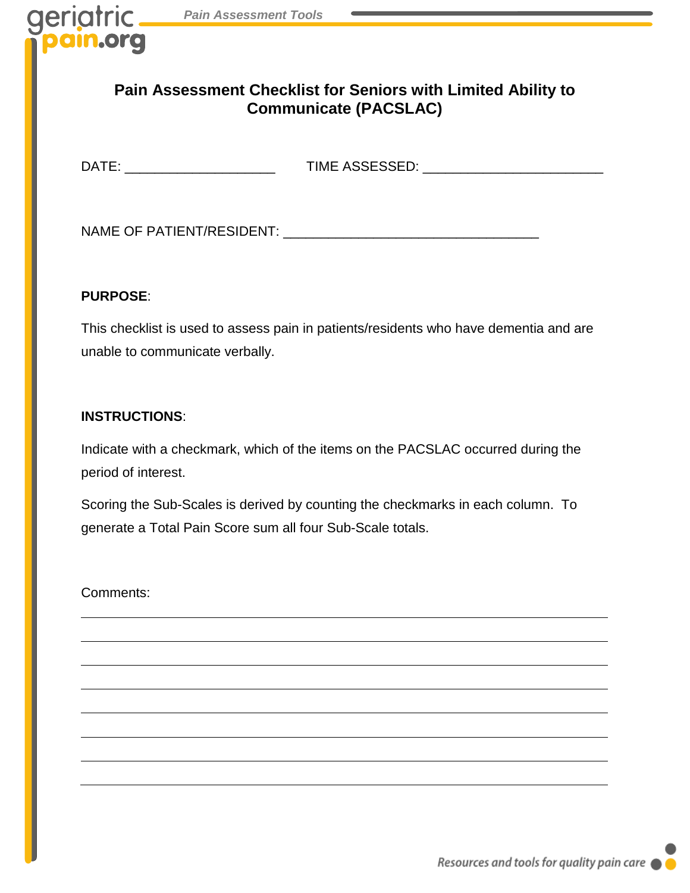# Pain Assessment Checklist for Seniors with Limited Ability to Communicate (PACSLAC)

DATE: ____________________ TIME ASSESSED: ________________________

NAME OF PATIENT/RESIDENT: __________________________________

**PURPOSE**:

This checklist is used to assess pain in patients/residents who have dementia and are unable to communicate verbally.

**INSTRUCTIONS**:

Indicate with a checkmark, which of the items on the PACSLAC occurred during the period of interest.

Scoring the Sub-Scales is derived by counting the checkmarks in each column. To generate a Total Pain Score sum all four Sub-Scale totals.

Comments:

______________________________________________________________________

______________________________________________________________________

______________________________________________________________________

______________________________________________________________________

______________________________________________________________________

______________________________________________________________________

______________________________________________________________________

______________________________________________________________________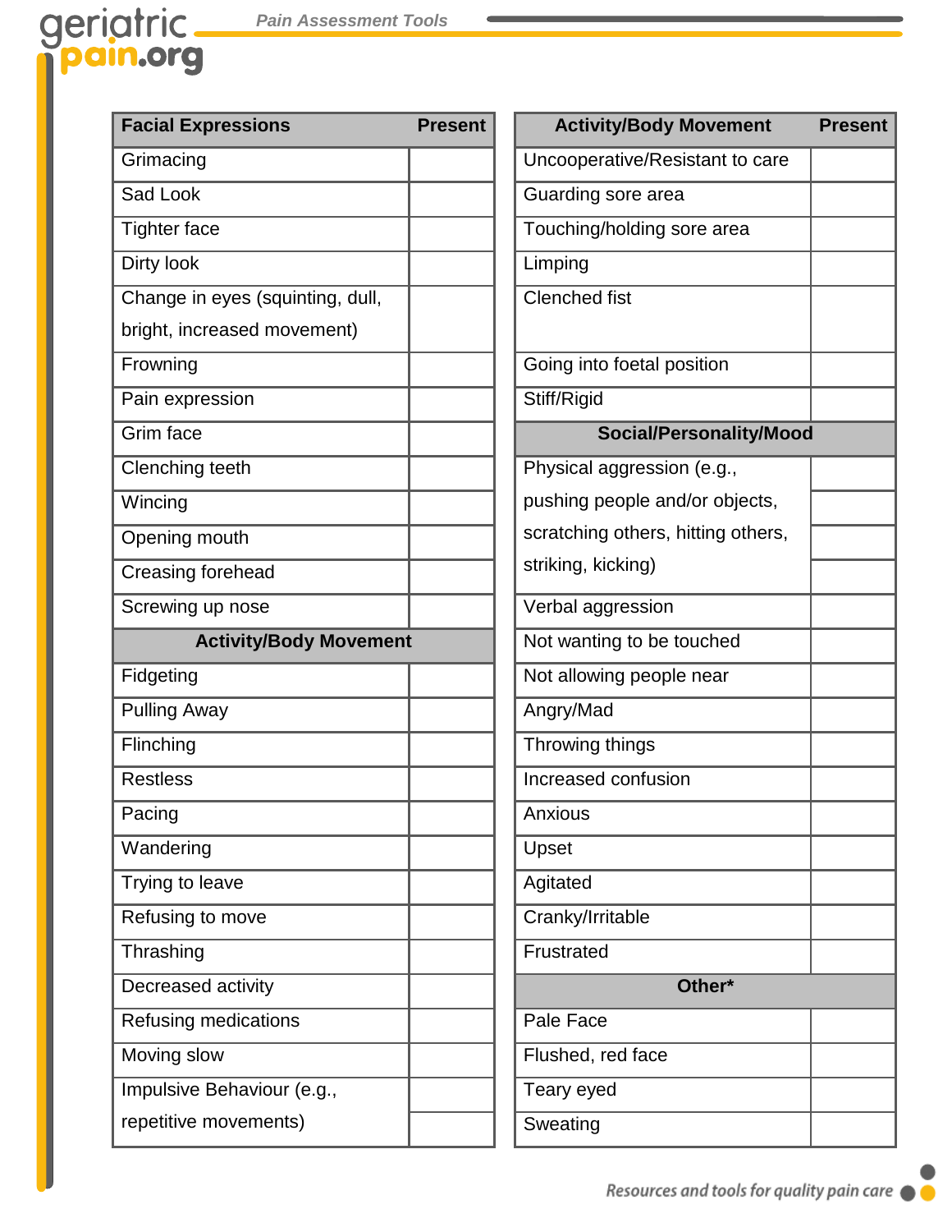| Facial Expressions | Present |
|---|---|
| Grimacing | |
| Sad Look | |
| Tighter face | |
| Dirty look | |
| Change in eyes (squinting, dull, bright, increased movement) | |
| Frowning | |
| Pain expression | |
| Grim face | |
| Clenching teeth | |
| Wincing | |
| Opening mouth | |
| Creasing forehead | |
| Screwing up nose | |
| **Activity/Body Movement** | |
| Fidgeting | |
| Pulling Away | |
| Flinching | |
| Restless | |
| Pacing | |
| Wandering | |
| Trying to leave | |
| Refusing to move | |
| Thrashing | |
| Decreased activity | |
| Refusing medications | |
| Moving slow | |
| Impulsive Behaviour (e.g., repetitive movements) | |

| Activity/Body Movement | Present |
|---|---|
| Uncooperative/Resistant to care | |
| Guarding sore area | |
| Touching/holding sore area | |
| Limping | |
| Clenched fist | |
| Going into foetal position | |
| Stiff/Rigid | |
| **Social/Personality/Mood** | |
| Physical aggression (e.g., pushing people and/or objects, scratching others, hitting others, striking, kicking) | |
| Verbal aggression | |
| Not wanting to be touched | |
| Not allowing people near | |
| Angry/Mad | |
| Throwing things | |
| Increased confusion | |
| Anxious | |
| Upset | |
| Agitated | |
| Cranky/Irritable | |
| Frustrated | |
| **Other*** | |
| Pale Face | |
| Flushed, red face | |
| Teary eyed | |
| Sweating | |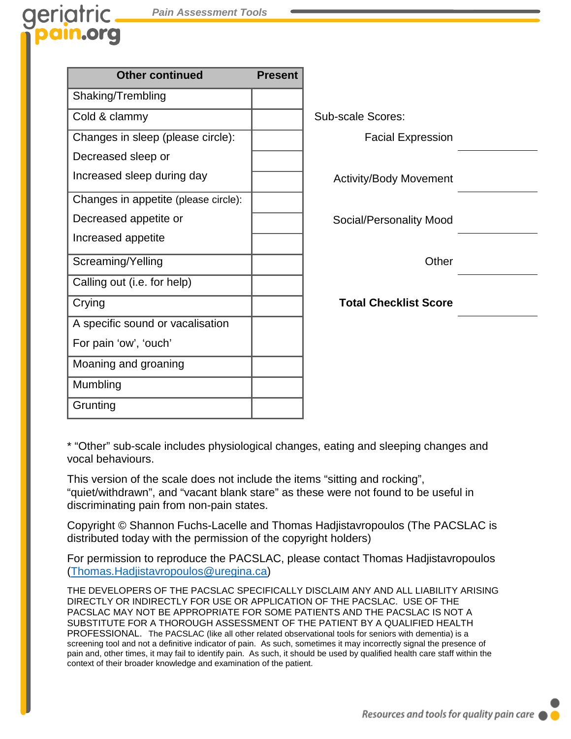| Other continued | Present |
|---|---|
| Shaking/Trembling | |
| Cold & clammy | |
| Changes in sleep (please circle): | |
| Decreased sleep or | |
| Increased sleep during day | |
| Changes in appetite (please circle): | |
| Decreased appetite or | |
| Increased appetite | |
| Screaming/Yelling | |
| Calling out (i.e. for help) | |
| Crying | |
| A specific sound or vacalisation For pain 'ow', 'ouch' | |
| Moaning and groaning | |
| Mumbling | |
| Grunting | |

Sub-scale Scores:

Facial Expression ______

Activity/Body Movement ______

Social/Personality Mood ______

Other ______

**Total Checklist Score** ______

* "Other" sub-scale includes physiological changes, eating and sleeping changes and vocal behaviours.

This version of the scale does not include the items "sitting and rocking", "quiet/withdrawn", and "vacant blank stare" as these were not found to be useful in discriminating pain from non-pain states.

Copyright © Shannon Fuchs-Lacelle and Thomas Hadjistavropoulos (The PACSLAC is distributed today with the permission of the copyright holders)

For permission to reproduce the PACSLAC, please contact Thomas Hadjistavropoulos (Thomas.Hadjistavropoulos@uregina.ca)

THE DEVELOPERS OF THE PACSLAC SPECIFICALLY DISCLAIM ANY AND ALL LIABILITY ARISING DIRECTLY OR INDIRECTLY FOR USE OR APPLICATION OF THE PACSLAC. USE OF THE PACSLAC MAY NOT BE APPROPRIATE FOR SOME PATIENTS AND THE PACSLAC IS NOT A SUBSTITUTE FOR A THOROUGH ASSESSMENT OF THE PATIENT BY A QUALIFIED HEALTH PROFESSIONAL. The PACSLAC (like all other related observational tools for seniors with dementia) is a screening tool and not a definitive indicator of pain. As such, sometimes it may incorrectly signal the presence of pain and, other times, it may fail to identify pain. As such, it should be used by qualified health care staff within the context of their broader knowledge and examination of the patient.